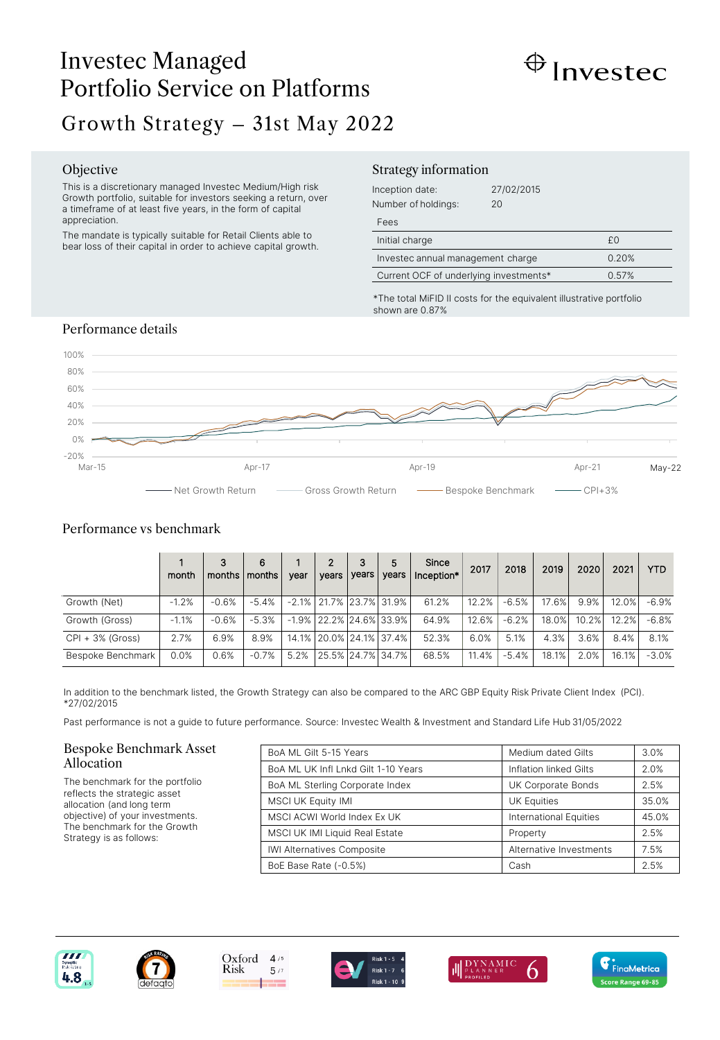# Investec Managed Portfolio Service on Platforms

Investec

## Growth Strategy – 31st May 2022

### Objective

This is a discretionary managed Investec Medium/High risk Growth portfolio, suitable for investors seeking a return, over a timeframe of at least five years, in the form of capital appreciation.

The mandate is typically suitable for Retail Clients able to bear loss of their capital in order to achieve capital growth.

### Strategy information

Inception date: 27/02/2015

Number of holdings: 20

| Fees | |
|---|---|
| Initial charge | £0 |
| Investec annual management charge | 0.20% |
| Current OCF of underlying investments* | 0.57% |

*The total MiFID II costs for the equivalent illustrative portfolio shown are 0.87%

### Performance details

100%
80%
60%
40%
20%
0%
-20%

Mar-15 Apr-17 Apr-19 Apr-21 May-22

Net Growth Return — Gross Growth Return — Bespoke Benchmark — CPI+3%

### Performance vs benchmark

| | 1 month | 3 months | 6 months | 1 year | 2 years | 3 years | 5 years | Since Inception* | 2017 | 2018 | 2019 | 2020 | 2021 | YTD |
|---|---|---|---|---|---|---|---|---|---|---|---|---|---|---|
| Growth (Net) | -1.2% | -0.6% | -5.4% | -2.1% | 21.7% | 23.7% | 31.9% | 61.2% | 12.2% | -6.5% | 17.6% | 9.9% | 12.0% | -6.9% |
| Growth (Gross) | -1.1% | -0.6% | -5.3% | -1.9% | 22.2% | 24.6% | 33.9% | 64.9% | 12.6% | -6.2% | 18.0% | 10.2% | 12.2% | -6.8% |
| CPI + 3% (Gross) | 2.7% | 6.9% | 8.9% | 14.1% | 20.0% | 24.1% | 37.4% | 52.3% | 6.0% | 5.1% | 4.3% | 3.6% | 8.4% | 8.1% |
| Bespoke Benchmark | 0.0% | 0.6% | -0.7% | 5.2% | 25.5% | 24.7% | 34.7% | 68.5% | 11.4% | -5.4% | 18.1% | 2.0% | 16.1% | -3.0% |

In addition to the benchmark listed, the Growth Strategy can also be compared to the ARC GBP Equity Risk Private Client Index (PCI).
*27/02/2015

Past performance is not a guide to future performance. Source: Investec Wealth & Investment and Standard Life Hub 31/05/2022

### Bespoke Benchmark Asset Allocation

The benchmark for the portfolio reflects the strategic asset allocation (and long term objective) of your investments. The benchmark for the Growth Strategy is as follows:

| | | |
|---|---|---|
| BoA ML Gilt 5-15 Years | Medium dated Gilts | 3.0% |
| BoA ML UK Infl Lnkd Gilt 1-10 Years | Inflation linked Gilts | 2.0% |
| BoA ML Sterling Corporate Index | UK Corporate Bonds | 2.5% |
| MSCI UK Equity IMI | UK Equities | 35.0% |
| MSCI ACWI World Index Ex UK | International Equities | 45.0% |
| MSCI UK IMI Liquid Real Estate | Property | 2.5% |
| IWI Alternatives Composite | Alternative Investments | 7.5% |
| BoE Base Rate (-0.5%) | Cash | 2.5% |

Synaptic Risk Rating 4.8 | defaqto Risk Rating 7 | Oxford Risk 4/5, 5/7 | EV Risk 1-5: 4, Risk 1-7: 6, Risk 1-10: 9 | Dynamic Planner Profiled 6 | FinaMetrica Score Range 69-85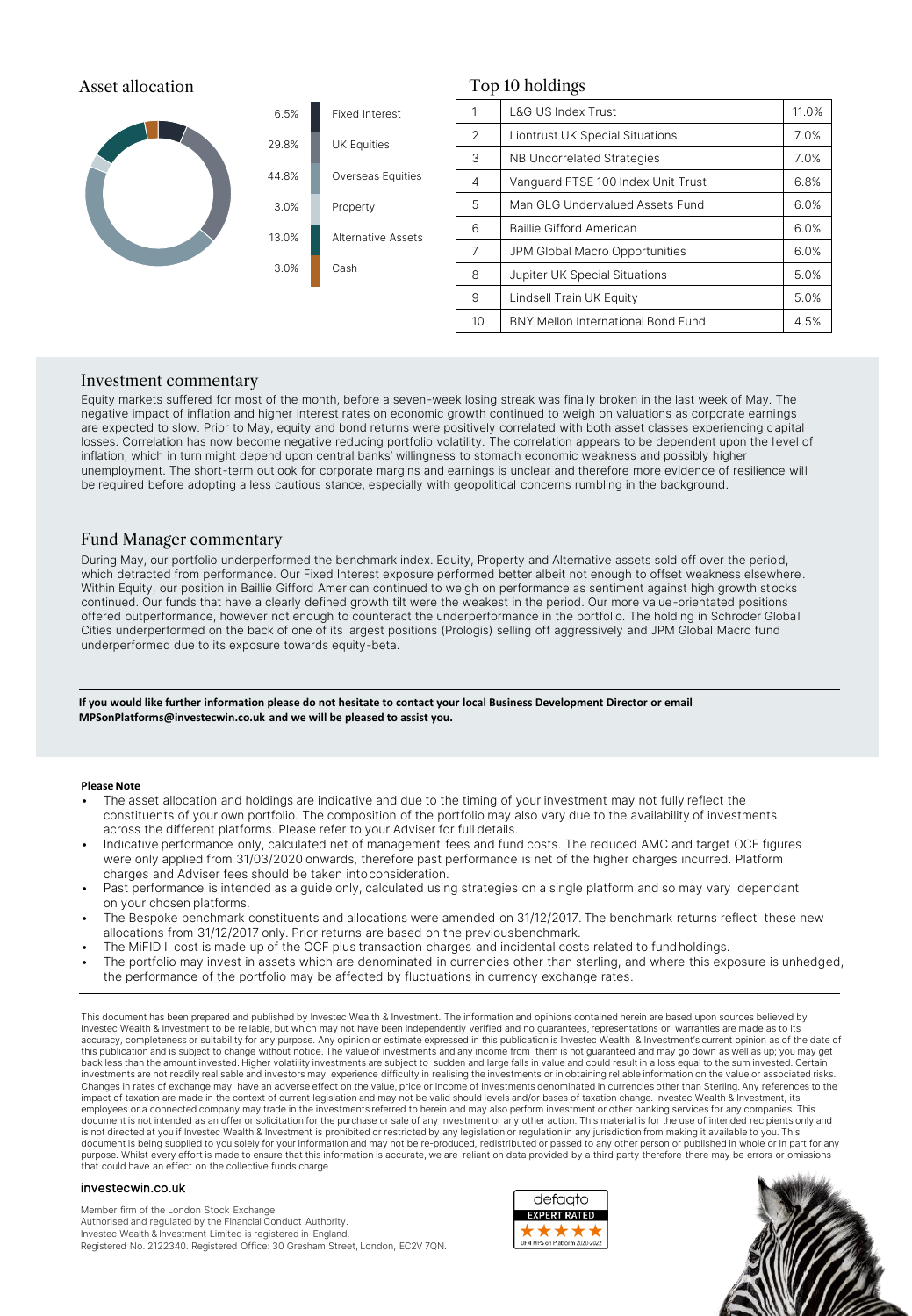## Asset allocation

6.5% Fixed Interest
29.8% UK Equities
44.8% Overseas Equities
3.0% Property
13.0% Alternative Assets
3.0% Cash

## Top 10 holdings

| | | |
|---|---|---|
| 1 | L&G US Index Trust | 11.0% |
| 2 | Liontrust UK Special Situations | 7.0% |
| 3 | NB Uncorrelated Strategies | 7.0% |
| 4 | Vanguard FTSE 100 Index Unit Trust | 6.8% |
| 5 | Man GLG Undervalued Assets Fund | 6.0% |
| 6 | Baillie Gifford American | 6.0% |
| 7 | JPM Global Macro Opportunities | 6.0% |
| 8 | Jupiter UK Special Situations | 5.0% |
| 9 | Lindsell Train UK Equity | 5.0% |
| 10 | BNY Mellon International Bond Fund | 4.5% |

## Investment commentary

Equity markets suffered for most of the month, before a seven-week losing streak was finally broken in the last week of May. The negative impact of inflation and higher interest rates on economic growth continued to weigh on valuations as corporate earnings are expected to slow. Prior to May, equity and bond returns were positively correlated with both asset classes experiencing capital losses. Correlation has now become negative reducing portfolio volatility. The correlation appears to be dependent upon the level of inflation, which in turn might depend upon central banks' willingness to stomach economic weakness and possibly higher unemployment. The short-term outlook for corporate margins and earnings is unclear and therefore more evidence of resilience will be required before adopting a less cautious stance, especially with geopolitical concerns rumbling in the background.

## Fund Manager commentary

During May, our portfolio underperformed the benchmark index. Equity, Property and Alternative assets sold off over the period, which detracted from performance. Our Fixed Interest exposure performed better albeit not enough to offset weakness elsewhere. Within Equity, our position in Baillie Gifford American continued to weigh on performance as sentiment against high growth stocks continued. Our funds that have a clearly defined growth tilt were the weakest in the period. Our more value-orientated positions offered outperformance, however not enough to counteract the underperformance in the portfolio. The holding in Schroder Global Cities underperformed on the back of one of its largest positions (Prologis) selling off aggressively and JPM Global Macro fund underperformed due to its exposure towards equity-beta.

**If you would like further information please do not hesitate to contact your local Business Development Director or email MPSonPlatforms@investecwin.co.uk and we will be pleased to assist you.**

**Please Note**

- The asset allocation and holdings are indicative and due to the timing of your investment may not fully reflect the constituents of your own portfolio. The composition of the portfolio may also vary due to the availability of investments across the different platforms. Please refer to your Adviser for full details.
- Indicative performance only, calculated net of management fees and fund costs. The reduced AMC and target OCF figures were only applied from 31/03/2020 onwards, therefore past performance is net of the higher charges incurred. Platform charges and Adviser fees should be taken intoconsideration.
- Past performance is intended as a guide only, calculated using strategies on a single platform and so may vary dependant on your chosen platforms.
- The Bespoke benchmark constituents and allocations were amended on 31/12/2017. The benchmark returns reflect these new allocations from 31/12/2017 only. Prior returns are based on the previousbenchmark.
- The MiFID II cost is made up of the OCF plus transaction charges and incidental costs related to fundholdings.
- The portfolio may invest in assets which are denominated in currencies other than sterling, and where this exposure is unhedged, the performance of the portfolio may be affected by fluctuations in currency exchange rates.

This document has been prepared and published by Investec Wealth & Investment. The information and opinions contained herein are based upon sources believed by Investec Wealth & Investment to be reliable, but which may not have been independently verified and no guarantees, representations or warranties are made as to its accuracy, completeness or suitability for any purpose. Any opinion or estimate expressed in this publication is Investec Wealth & Investment's current opinion as of the date of this publication and is subject to change without notice. The value of investments and any income from them is not guaranteed and may go down as well as up; you may get back less than the amount invested. Higher volatility investments are subject to sudden and large falls in value and could result in a loss equal to the sum invested. Certain investments are not readily realisable and investors may experience difficulty in realising the investments or in obtaining reliable information on the value or associated risks. Changes in rates of exchange may have an adverse effect on the value, price or income of investments denominated in currencies other than Sterling. Any references to the impact of taxation are made in the context of current legislation and may not be valid should levels and/or bases of taxation change. Investec Wealth & Investment, its employees or a connected company may trade in the investments referred to herein and may also perform investment or other banking services for any companies. This document is not intended as an offer or solicitation for the purchase or sale of any investment or any other action. This material is for the use of intended recipients only and is not directed at you if Investec Wealth & Investment is prohibited or restricted by any legislation or regulation in any jurisdiction from making it available to you. This document is being supplied to you solely for your information and may not be re-produced, redistributed or passed to any other person or published in whole or in part for any purpose. Whilst every effort is made to ensure that this information is accurate, we are reliant on data provided by a third party therefore there may be errors or omissions that could have an effect on the collective funds charge.

**investecwin.co.uk**

Member firm of the London Stock Exchange.
Authorised and regulated by the Financial Conduct Authority.
Investec Wealth & Investment Limited is registered in England.
Registered No. 2122340. Registered Office: 30 Gresham Street, London, EC2V 7QN.

defaqto EXPERT RATED DFM MPS on Platform 2020-2022